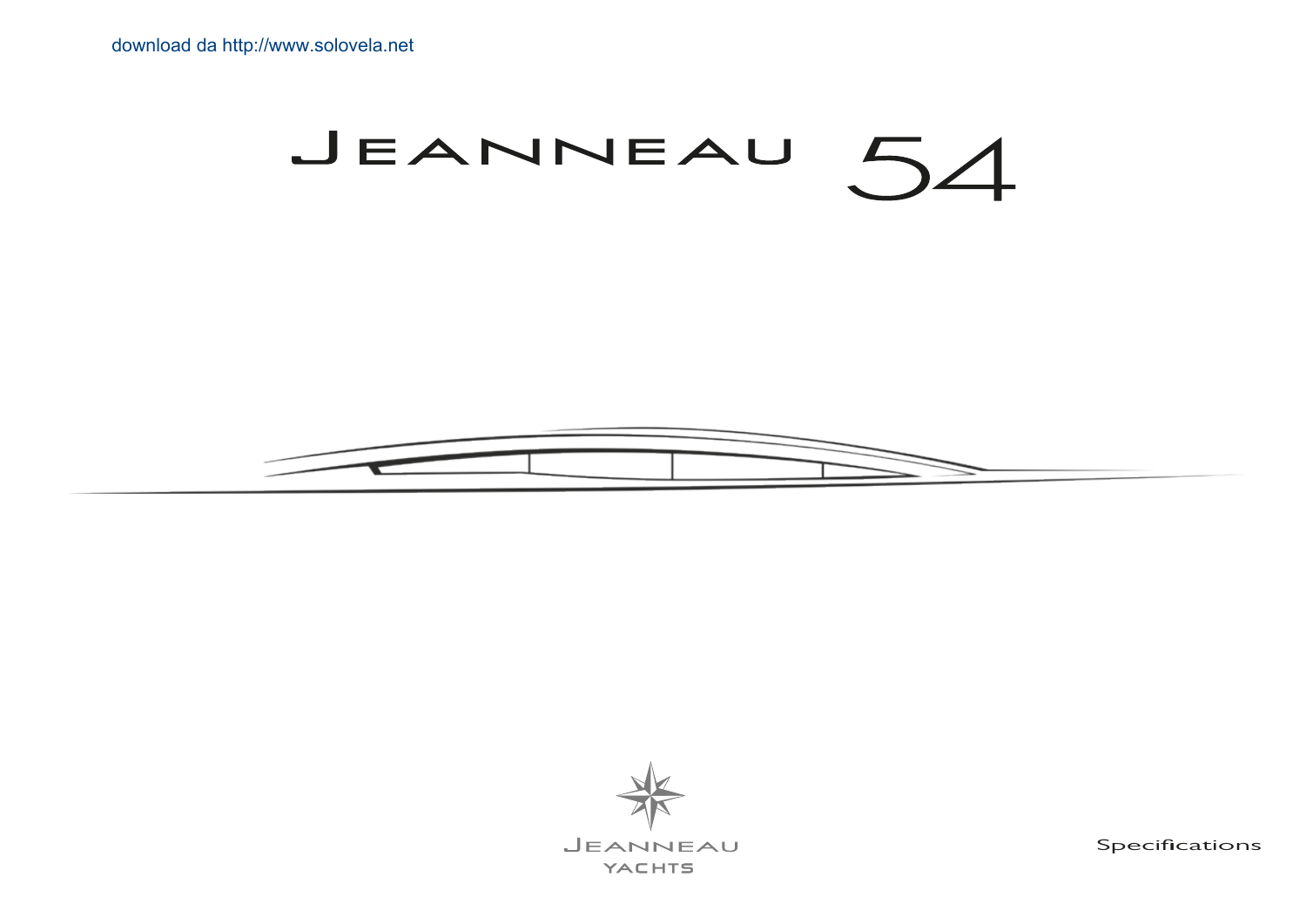download da http://www.solovela.net

# JEANNEAU 54

JEANNEAU
YACHTS

Specifications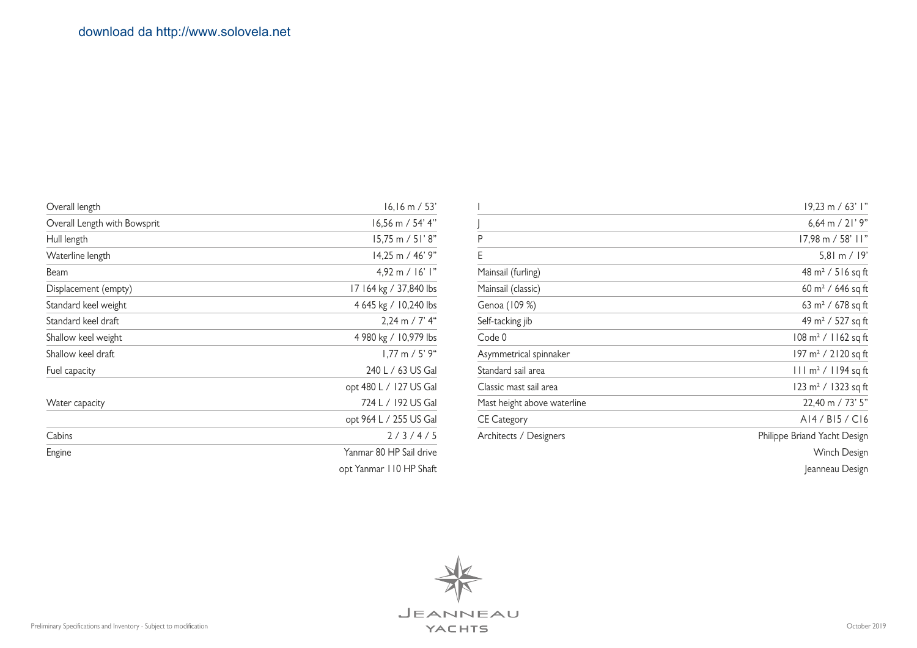download da http://www.solovela.net

| | |
|---|---|
| Overall length | 16,16 m / 53' |
| Overall Length with Bowsprit | 16,56 m / 54' 4" |
| Hull length | 15,75 m / 51' 8" |
| Waterline length | 14,25 m / 46' 9" |
| Beam | 4,92 m / 16' 1" |
| Displacement (empty) | 17 164 kg / 37,840 lbs |
| Standard keel weight | 4 645 kg / 10,240 lbs |
| Standard keel draft | 2,24 m / 7' 4" |
| Shallow keel weight | 4 980 kg / 10,979 lbs |
| Shallow keel draft | 1,77 m / 5' 9" |
| Fuel capacity | 240 L / 63 US Gal |
| | opt 480 L / 127 US Gal |
| Water capacity | 724 L / 192 US Gal |
| | opt 964 L / 255 US Gal |
| Cabins | 2 / 3 / 4 / 5 |
| Engine | Yanmar 80 HP Sail drive |
| | opt Yanmar 110 HP Shaft |

| | |
|---|---|
| I | 19,23 m / 63' 1" |
| J | 6,64 m / 21' 9" |
| P | 17,98 m / 58' 11" |
| E | 5,81 m / 19' |
| Mainsail (furling) | 48 m² / 516 sq ft |
| Mainsail (classic) | 60 m² / 646 sq ft |
| Genoa (109 %) | 63 m² / 678 sq ft |
| Self-tacking jib | 49 m² / 527 sq ft |
| Code 0 | 108 m² / 1162 sq ft |
| Asymmetrical spinnaker | 197 m² / 2120 sq ft |
| Standard sail area | 111 m² / 1194 sq ft |
| Classic mast sail area | 123 m² / 1323 sq ft |
| Mast height above waterline | 22,40 m / 73' 5" |
| CE Category | A14 / B15 / C16 |
| Architects / Designers | Philippe Briand Yacht Design |
| | Winch Design |
| | Jeanneau Design |

Preliminary Specifications and Inventory - Subject to modification

JEANNEAU YACHTS

October 2019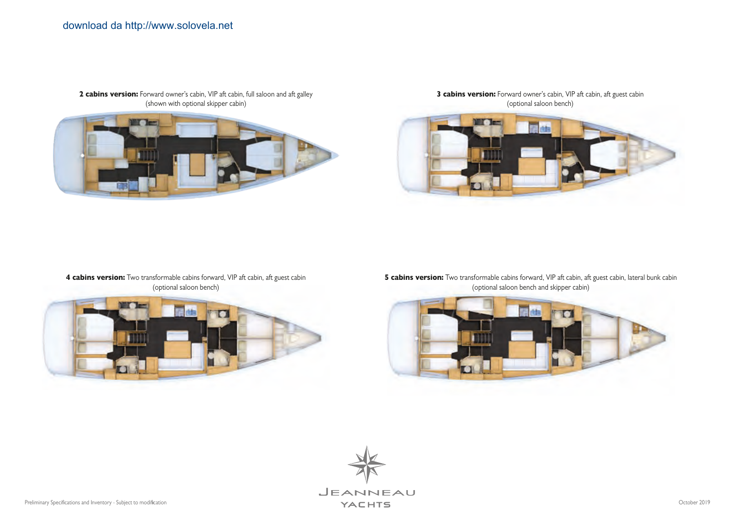download da http://www.solovela.net

**2 cabins version:** Forward owner's cabin, VIP aft cabin, full saloon and aft galley
(shown with optional skipper cabin)

**3 cabins version:** Forward owner's cabin, VIP aft cabin, aft guest cabin
(optional saloon bench)

**4 cabins version:** Two transformable cabins forward, VIP aft cabin, aft guest cabin
(optional saloon bench)

**5 cabins version:** Two transformable cabins forward, VIP aft cabin, aft guest cabin, lateral bunk cabin
(optional saloon bench and skipper cabin)

Jeanneau Yachts

Preliminary Specifications and Inventory - Subject to modification

October 2019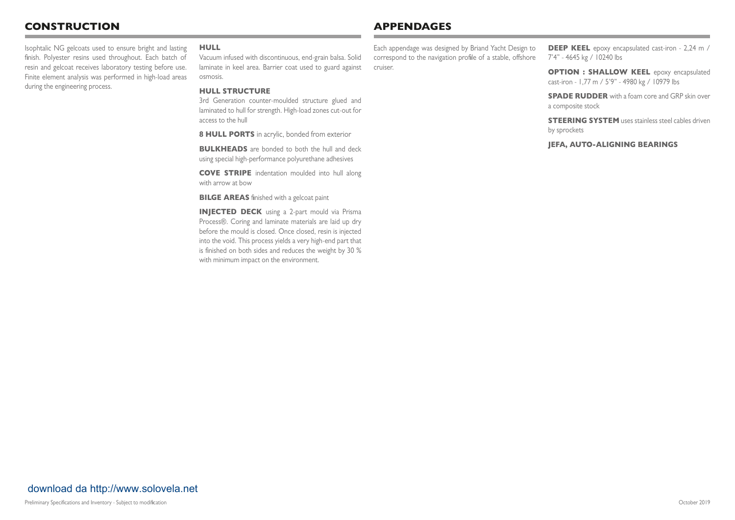## CONSTRUCTION

Isophtalic NG gelcoats used to ensure bright and lasting finish. Polyester resins used throughout. Each batch of resin and gelcoat receives laboratory testing before use. Finite element analysis was performed in high-load areas during the engineering process.

### HULL

Vacuum infused with discontinuous, end-grain balsa. Solid laminate in keel area. Barrier coat used to guard against osmosis.

### HULL STRUCTURE

3rd Generation counter-moulded structure glued and laminated to hull for strength. High-load zones cut-out for access to the hull

**8 HULL PORTS** in acrylic, bonded from exterior

**BULKHEADS** are bonded to both the hull and deck using special high-performance polyurethane adhesives

**COVE STRIPE** indentation moulded into hull along with arrow at bow

**BILGE AREAS** finished with a gelcoat paint

**INJECTED DECK** using a 2-part mould via Prisma Process®. Coring and laminate materials are laid up dry before the mould is closed. Once closed, resin is injected into the void. This process yields a very high-end part that is finished on both sides and reduces the weight by 30 % with minimum impact on the environment.

## APPENDAGES

Each appendage was designed by Briand Yacht Design to correspond to the navigation profile of a stable, offshore cruiser.

**DEEP KEEL** epoxy encapsulated cast-iron - 2,24 m / 7'4" - 4645 kg / 10240 lbs

**OPTION : SHALLOW KEEL** epoxy encapsulated cast-iron - 1,77 m / 5'9" - 4980 kg / 10979 lbs

**SPADE RUDDER** with a foam core and GRP skin over a composite stock

**STEERING SYSTEM** uses stainless steel cables driven by sprockets

**JEFA, AUTO-ALIGNING BEARINGS**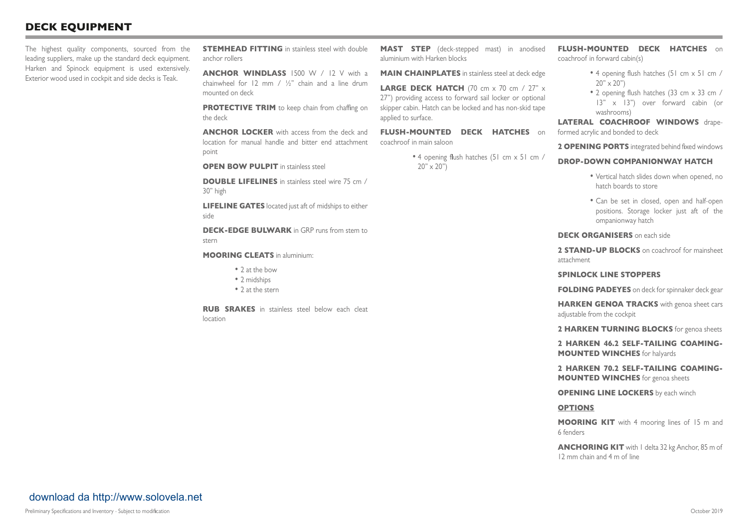# DECK EQUIPMENT

The highest quality components, sourced from the leading suppliers, make up the standard deck equipment. Harken and Spinock equipment is used extensively. Exterior wood used in cockpit and side decks is Teak.

**STEMHEAD FITTING** in stainless steel with double anchor rollers

**ANCHOR WINDLASS** 1500 W / 12 V with a chainwheel for 12 mm / ½" chain and a line drum mounted on deck

**PROTECTIVE TRIM** to keep chain from chaffing on the deck

**ANCHOR LOCKER** with access from the deck and location for manual handle and bitter end attachment point

**OPEN BOW PULPIT** in stainless steel

**DOUBLE LIFELINES** in stainless steel wire 75 cm / 30" high

**LIFELINE GATES** located just aft of midships to either side

**DECK-EDGE BULWARK** in GRP runs from stem to stern

**MOORING CLEATS** in aluminium:

- 2 at the bow
- 2 midships
- 2 at the stern

**RUB SRAKES** in stainless steel below each cleat location

**MAST STEP** (deck-stepped mast) in anodised aluminium with Harken blocks

**MAIN CHAINPLATES** in stainless steel at deck edge

**LARGE DECK HATCH** (70 cm x 70 cm / 27" x 27") providing access to forward sail locker or optional skipper cabin. Hatch can be locked and has non-skid tape applied to surface.

**FLUSH-MOUNTED DECK HATCHES** on coachroof in main saloon

- 4 opening flush hatches (51 cm x 51 cm / 20" x 20")

**FLUSH-MOUNTED DECK HATCHES** on coachroof in forward cabin(s)

- 4 opening flush hatches (51 cm x 51 cm / 20" x 20")
- 2 opening flush hatches (33 cm x 33 cm / 13" x 13") over forward cabin (or washrooms)

**LATERAL COACHROOF WINDOWS** drape-formed acrylic and bonded to deck

**2 OPENING PORTS** integrated behind fixed windows

**DROP-DOWN COMPANIONWAY HATCH**

- Vertical hatch slides down when opened, no hatch boards to store
- Can be set in closed, open and half-open positions. Storage locker just aft of the ompanionway hatch

**DECK ORGANISERS** on each side

**2 STAND-UP BLOCKS** on coachroof for mainsheet attachment

**SPINLOCK LINE STOPPERS**

**FOLDING PADEYES** on deck for spinnaker deck gear

**HARKEN GENOA TRACKS** with genoa sheet cars adjustable from the cockpit

**2 HARKEN TURNING BLOCKS** for genoa sheets

**2 HARKEN 46.2 SELF-TAILING COAMING-MOUNTED WINCHES** for halyards

**2 HARKEN 70.2 SELF-TAILING COAMING-MOUNTED WINCHES** for genoa sheets

**OPENING LINE LOCKERS** by each winch

## OPTIONS

**MOORING KIT** with 4 mooring lines of 15 m and 6 fenders

**ANCHORING KIT** with 1 delta 32 kg Anchor, 85 m of 12 mm chain and 4 m of line

download da http://www.solovela.net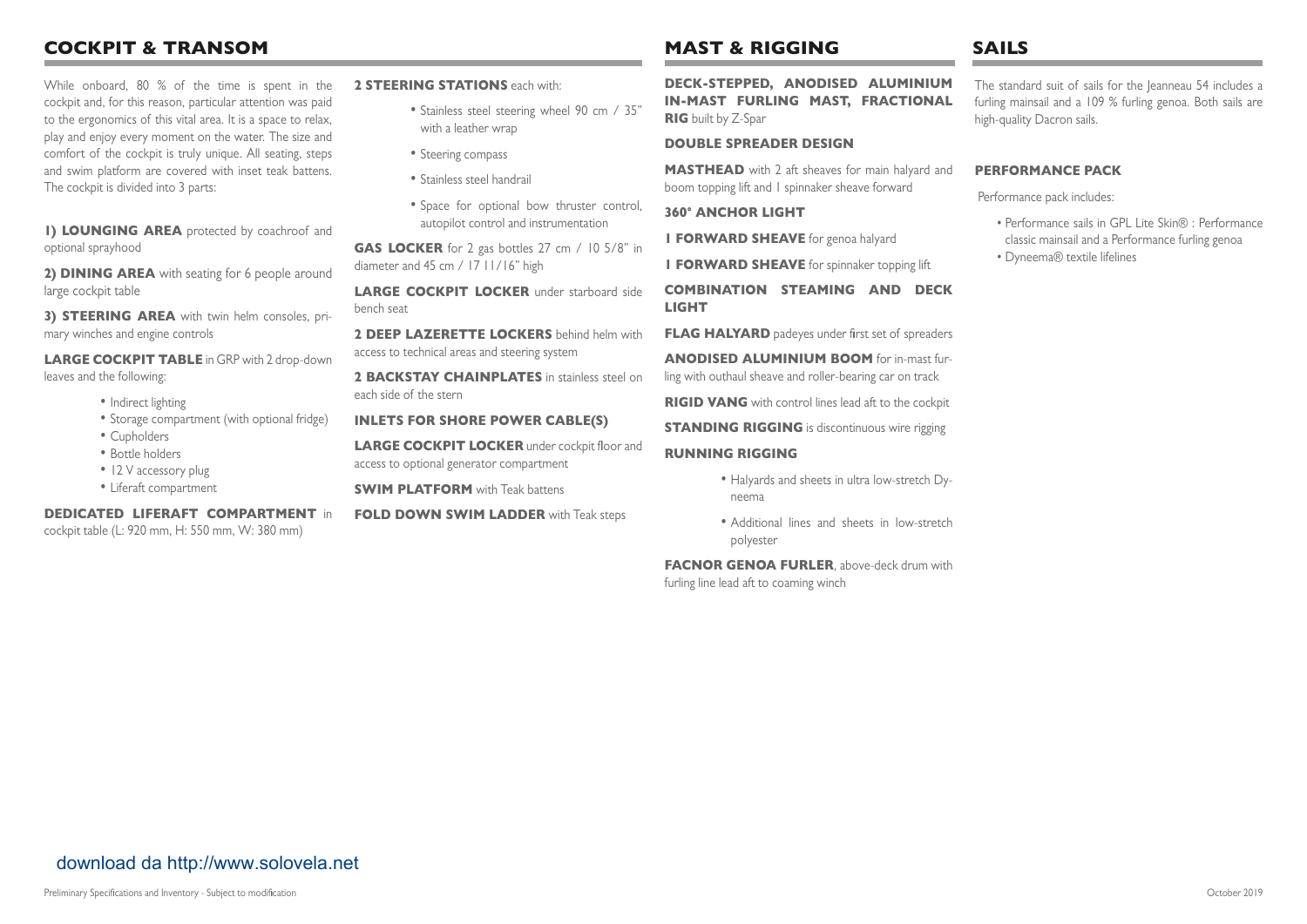## COCKPIT & TRANSOM

While onboard, 80 % of the time is spent in the cockpit and, for this reason, particular attention was paid to the ergonomics of this vital area. It is a space to relax, play and enjoy every moment on the water. The size and comfort of the cockpit is truly unique. All seating, steps and swim platform are covered with inset teak battens. The cockpit is divided into 3 parts:

**1) LOUNGING AREA** protected by coachroof and optional sprayhood

**2) DINING AREA** with seating for 6 people around large cockpit table

**3) STEERING AREA** with twin helm consoles, primary winches and engine controls

**LARGE COCKPIT TABLE** in GRP with 2 drop-down leaves and the following:

- Indirect lighting
- Storage compartment (with optional fridge)
- Cupholders
- Bottle holders
- 12 V accessory plug
- Liferaft compartment

**DEDICATED LIFERAFT COMPARTMENT** in cockpit table (L: 920 mm, H: 550 mm, W: 380 mm)

**2 STEERING STATIONS** each with:

- Stainless steel steering wheel 90 cm / 35" with a leather wrap
- Steering compass
- Stainless steel handrail
- Space for optional bow thruster control, autopilot control and instrumentation

**GAS LOCKER** for 2 gas bottles 27 cm / 10 5/8" in diameter and 45 cm / 17 11/16" high

**LARGE COCKPIT LOCKER** under starboard side bench seat

**2 DEEP LAZERETTE LOCKERS** behind helm with access to technical areas and steering system

**2 BACKSTAY CHAINPLATES** in stainless steel on each side of the stern

**INLETS FOR SHORE POWER CABLE(S)**

**LARGE COCKPIT LOCKER** under cockpit floor and access to optional generator compartment

**SWIM PLATFORM** with Teak battens

**FOLD DOWN SWIM LADDER** with Teak steps

## MAST & RIGGING

**DECK-STEPPED, ANODISED ALUMINIUM IN-MAST FURLING MAST, FRACTIONAL RIG** built by Z-Spar

**DOUBLE SPREADER DESIGN**

**MASTHEAD** with 2 aft sheaves for main halyard and boom topping lift and 1 spinnaker sheave forward

**360° ANCHOR LIGHT**

**1 FORWARD SHEAVE** for genoa halyard

**1 FORWARD SHEAVE** for spinnaker topping lift

**COMBINATION STEAMING AND DECK LIGHT**

**FLAG HALYARD** padeyes under first set of spreaders

**ANODISED ALUMINIUM BOOM** for in-mast furling with outhaul sheave and roller-bearing car on track

**RIGID VANG** with control lines lead aft to the cockpit

**STANDING RIGGING** is discontinuous wire rigging

**RUNNING RIGGING**

- Halyards and sheets in ultra low-stretch Dyneema
- Additional lines and sheets in low-stretch polyester

**FACNOR GENOA FURLER**, above-deck drum with furling line lead aft to coaming winch

## SAILS

The standard suit of sails for the Jeanneau 54 includes a furling mainsail and a 109 % furling genoa. Both sails are high-quality Dacron sails.

**PERFORMANCE PACK**

Performance pack includes:

- Performance sails in GPL Lite Skin® : Performance classic mainsail and a Performance furling genoa
- Dyneema® textile lifelines

download da http://www.solovela.net

Preliminary Specifications and Inventory - Subject to modification

October 2019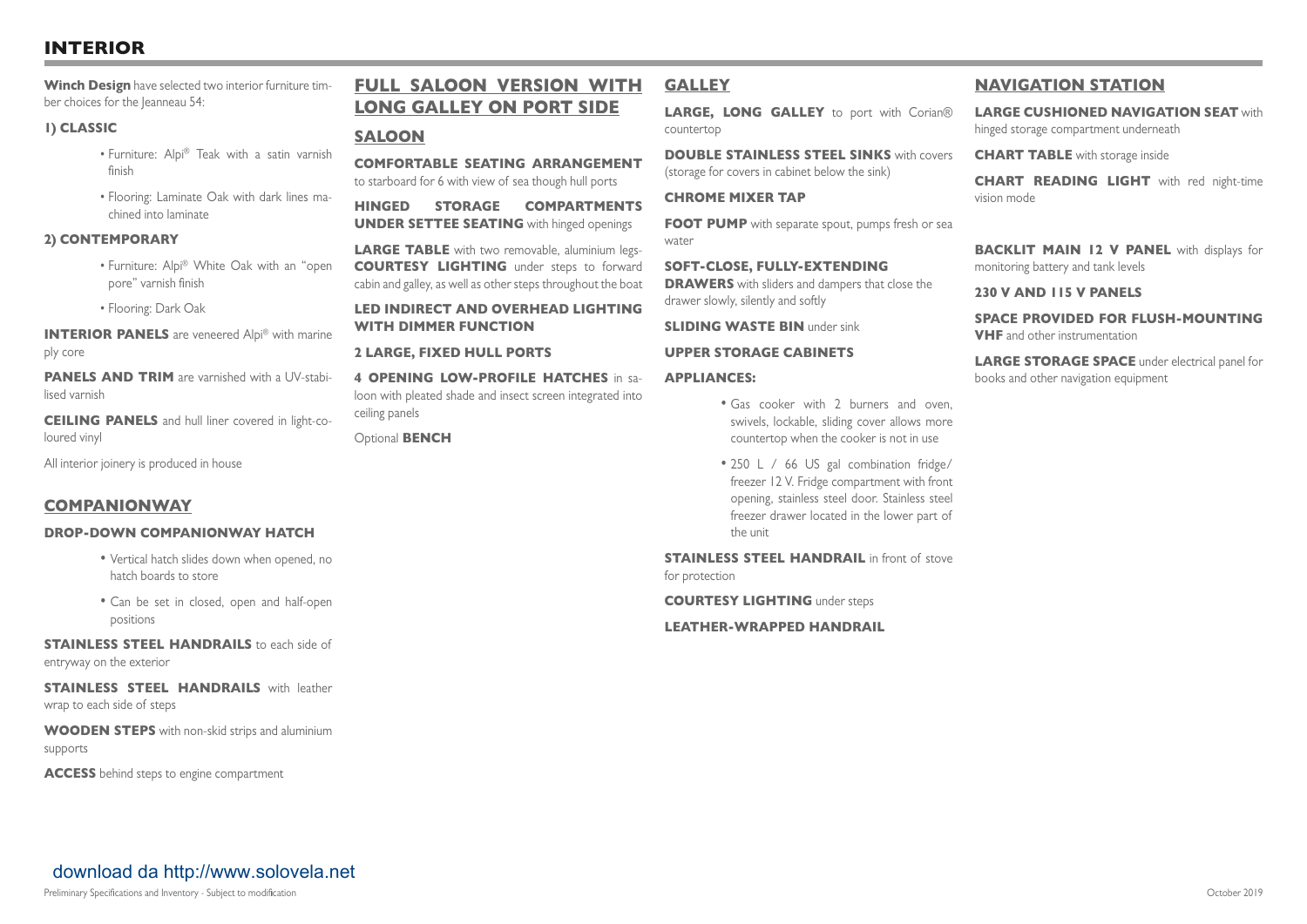# INTERIOR

**Winch Design** have selected two interior furniture timber choices for the Jeanneau 54:

**1) CLASSIC**

- Furniture: Alpi® Teak with a satin varnish finish
- Flooring: Laminate Oak with dark lines machined into laminate

**2) CONTEMPORARY**

- Furniture: Alpi® White Oak with an "open pore" varnish finish
- Flooring: Dark Oak

**INTERIOR PANELS** are veneered Alpi® with marine ply core

**PANELS AND TRIM** are varnished with a UV-stabilised varnish

**CEILING PANELS** and hull liner covered in light-coloured vinyl

All interior joinery is produced in house

## COMPANIONWAY

**DROP-DOWN COMPANIONWAY HATCH**

- Vertical hatch slides down when opened, no hatch boards to store
- Can be set in closed, open and half-open positions

**STAINLESS STEEL HANDRAILS** to each side of entryway on the exterior

**STAINLESS STEEL HANDRAILS** with leather wrap to each side of steps

**WOODEN STEPS** with non-skid strips and aluminium supports

**ACCESS** behind steps to engine compartment

## FULL SALOON VERSION WITH LONG GALLEY ON PORT SIDE

## SALOON

**COMFORTABLE SEATING ARRANGEMENT** to starboard for 6 with view of sea though hull ports

**HINGED STORAGE COMPARTMENTS UNDER SETTEE SEATING** with hinged openings

**LARGE TABLE** with two removable, aluminium legs-

**COURTESY LIGHTING** under steps to forward cabin and galley, as well as other steps throughout the boat

**LED INDIRECT AND OVERHEAD LIGHTING WITH DIMMER FUNCTION**

**2 LARGE, FIXED HULL PORTS**

**4 OPENING LOW-PROFILE HATCHES** in saloon with pleated shade and insect screen integrated into ceiling panels

Optional **BENCH**

## GALLEY

**LARGE, LONG GALLEY** to port with Corian® countertop

**DOUBLE STAINLESS STEEL SINKS** with covers (storage for covers in cabinet below the sink)

**CHROME MIXER TAP**

**FOOT PUMP** with separate spout, pumps fresh or sea water

**SOFT-CLOSE, FULLY-EXTENDING DRAWERS** with sliders and dampers that close the drawer slowly, silently and softly

**SLIDING WASTE BIN** under sink

**UPPER STORAGE CABINETS**

**APPLIANCES:**

- Gas cooker with 2 burners and oven, swivels, lockable, sliding cover allows more countertop when the cooker is not in use
- 250 L / 66 US gal combination fridge/freezer 12 V. Fridge compartment with front opening, stainless steel door. Stainless steel freezer drawer located in the lower part of the unit

**STAINLESS STEEL HANDRAIL** in front of stove for protection

**COURTESY LIGHTING** under steps

**LEATHER-WRAPPED HANDRAIL**

## NAVIGATION STATION

**LARGE CUSHIONED NAVIGATION SEAT** with hinged storage compartment underneath

**CHART TABLE** with storage inside

**CHART READING LIGHT** with red night-time vision mode

**BACKLIT MAIN 12 V PANEL** with displays for monitoring battery and tank levels

**230 V AND 115 V PANELS**

**SPACE PROVIDED FOR FLUSH-MOUNTING VHF** and other instrumentation

**LARGE STORAGE SPACE** under electrical panel for books and other navigation equipment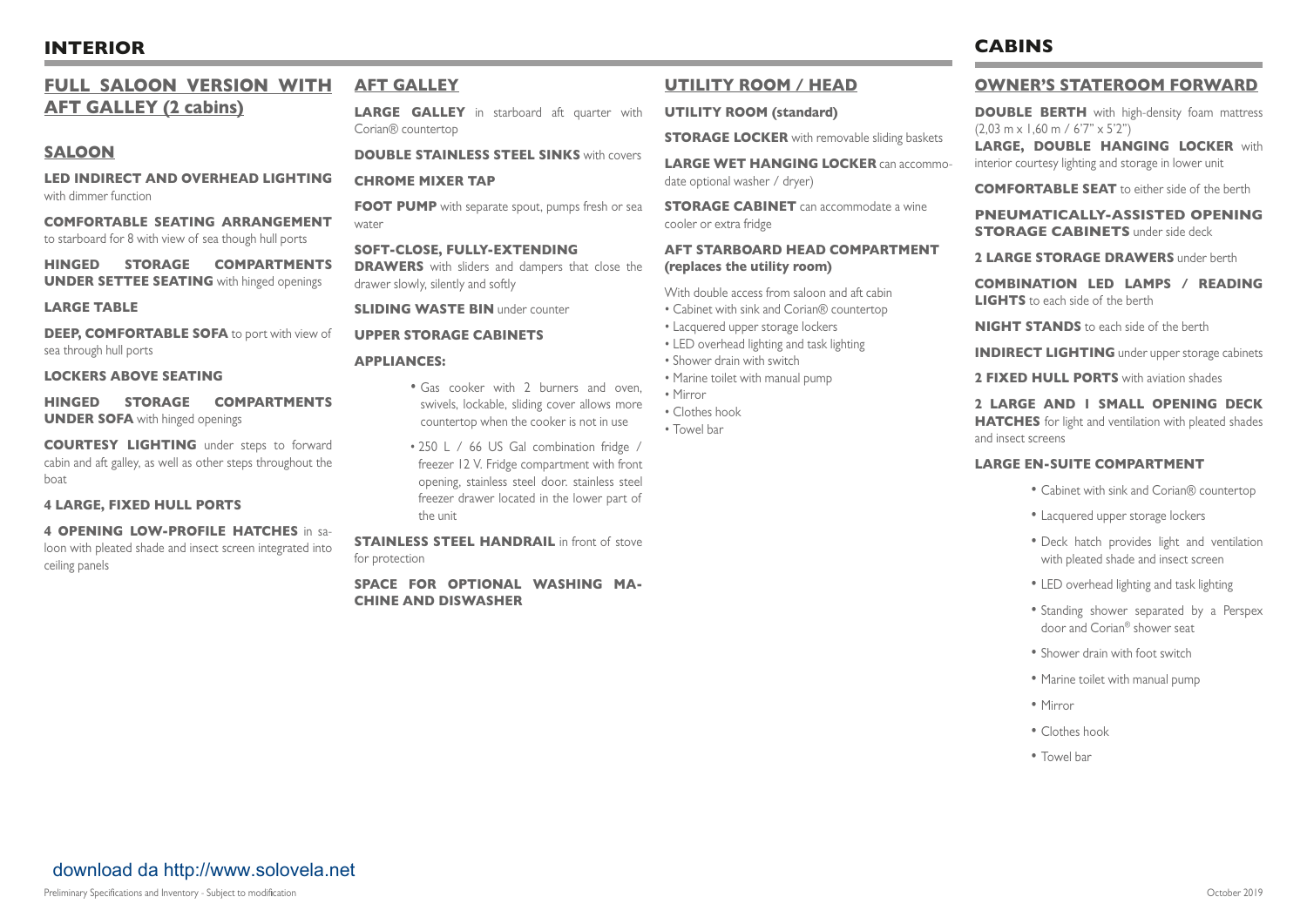# INTERIOR

## FULL SALOON VERSION WITH AFT GALLEY (2 cabins)

### SALOON

**LED INDIRECT AND OVERHEAD LIGHTING** with dimmer function

**COMFORTABLE SEATING ARRANGEMENT** to starboard for 8 with view of sea though hull ports

**HINGED STORAGE COMPARTMENTS UNDER SETTEE SEATING** with hinged openings

**LARGE TABLE**

**DEEP, COMFORTABLE SOFA** to port with view of sea through hull ports

**LOCKERS ABOVE SEATING**

**HINGED STORAGE COMPARTMENTS UNDER SOFA** with hinged openings

**COURTESY LIGHTING** under steps to forward cabin and aft galley, as well as other steps throughout the boat

**4 LARGE, FIXED HULL PORTS**

**4 OPENING LOW-PROFILE HATCHES** in saloon with pleated shade and insect screen integrated into ceiling panels

## AFT GALLEY

**LARGE GALLEY** in starboard aft quarter with Corian® countertop

**DOUBLE STAINLESS STEEL SINKS** with covers

**CHROME MIXER TAP**

**FOOT PUMP** with separate spout, pumps fresh or sea water

**SOFT-CLOSE, FULLY-EXTENDING DRAWERS** with sliders and dampers that close the drawer slowly, silently and softly

**SLIDING WASTE BIN** under counter

**UPPER STORAGE CABINETS**

**APPLIANCES:**

- Gas cooker with 2 burners and oven, swivels, lockable, sliding cover allows more countertop when the cooker is not in use
- 250 L / 66 US Gal combination fridge / freezer 12 V. Fridge compartment with front opening, stainless steel door. stainless steel freezer drawer located in the lower part of the unit

**STAINLESS STEEL HANDRAIL** in front of stove for protection

**SPACE FOR OPTIONAL WASHING MACHINE AND DISWASHER**

## UTILITY ROOM / HEAD

**UTILITY ROOM (standard)**

**STORAGE LOCKER** with removable sliding baskets

**LARGE WET HANGING LOCKER** can accommodate optional washer / dryer)

**STORAGE CABINET** can accommodate a wine cooler or extra fridge

**AFT STARBOARD HEAD COMPARTMENT (replaces the utility room)**

With double access from saloon and aft cabin

- Cabinet with sink and Corian® countertop
- Lacquered upper storage lockers
- LED overhead lighting and task lighting
- Shower drain with switch
- Marine toilet with manual pump
- Mirror
- Clothes hook
- Towel bar

# CABINS

## OWNER'S STATEROOM FORWARD

**DOUBLE BERTH** with high-density foam mattress (2,03 m x 1,60 m / 6'7" x 5'2")

**LARGE, DOUBLE HANGING LOCKER** with interior courtesy lighting and storage in lower unit

**COMFORTABLE SEAT** to either side of the berth

**PNEUMATICALLY-ASSISTED OPENING STORAGE CABINETS** under side deck

**2 LARGE STORAGE DRAWERS** under berth

**COMBINATION LED LAMPS / READING LIGHTS** to each side of the berth

**NIGHT STANDS** to each side of the berth

**INDIRECT LIGHTING** under upper storage cabinets

**2 FIXED HULL PORTS** with aviation shades

**2 LARGE AND 1 SMALL OPENING DECK HATCHES** for light and ventilation with pleated shades and insect screens

**LARGE EN-SUITE COMPARTMENT**

- Cabinet with sink and Corian® countertop
- Lacquered upper storage lockers
- Deck hatch provides light and ventilation with pleated shade and insect screen
- LED overhead lighting and task lighting
- Standing shower separated by a Perspex door and Corian® shower seat
- Shower drain with foot switch
- Marine toilet with manual pump
- Mirror
- Clothes hook
- Towel bar

download da http://www.solovela.net

Preliminary Specifications and Inventory - Subject to modification

October 2019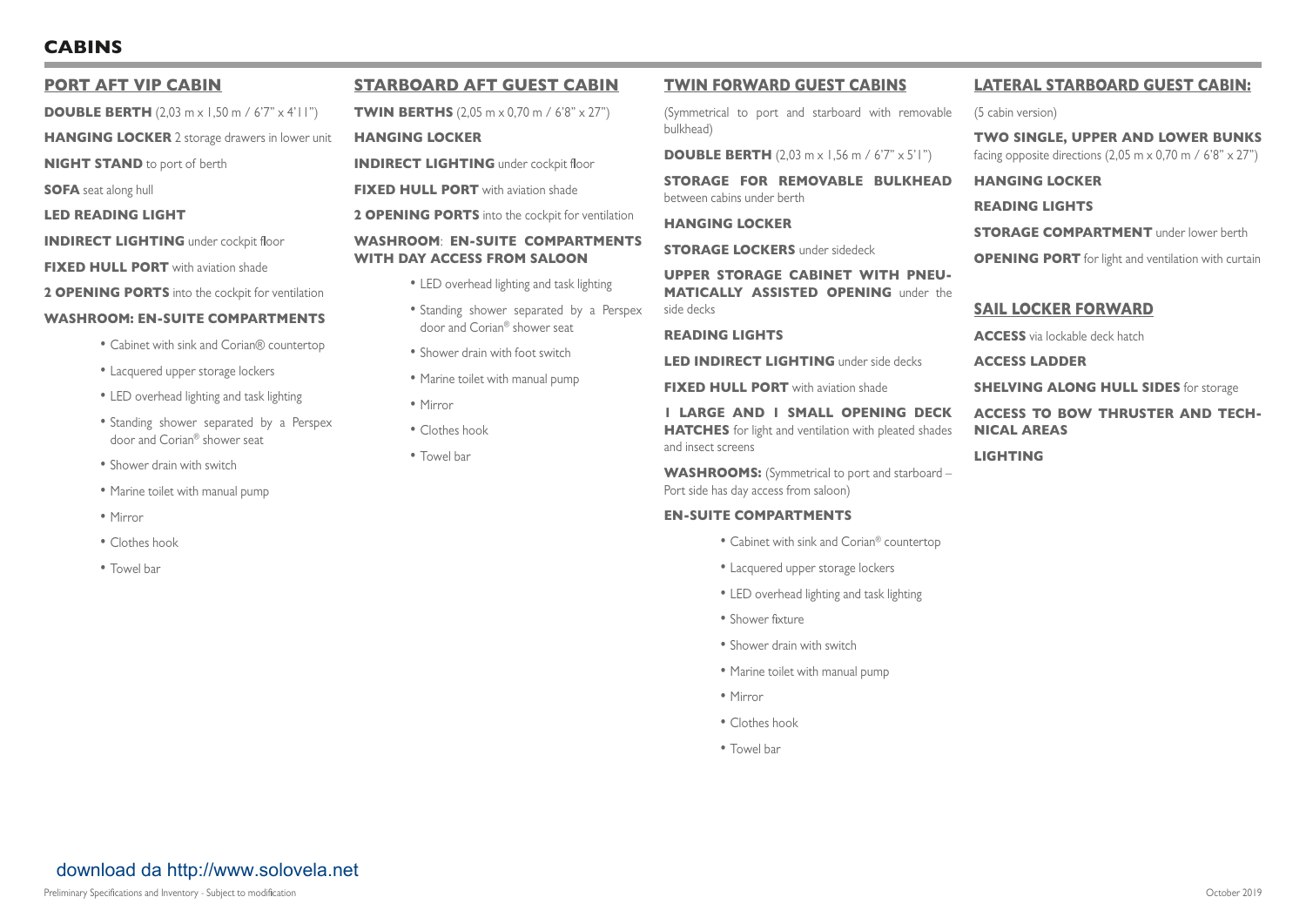# CABINS

## PORT AFT VIP CABIN

**DOUBLE BERTH** (2,03 m x 1,50 m / 6'7" x 4'11")

**HANGING LOCKER** 2 storage drawers in lower unit

**NIGHT STAND** to port of berth

**SOFA** seat along hull

**LED READING LIGHT**

**INDIRECT LIGHTING** under cockpit floor

**FIXED HULL PORT** with aviation shade

**2 OPENING PORTS** into the cockpit for ventilation

**WASHROOM: EN-SUITE COMPARTMENTS**

- Cabinet with sink and Corian® countertop
- Lacquered upper storage lockers
- LED overhead lighting and task lighting
- Standing shower separated by a Perspex door and Corian® shower seat
- Shower drain with switch
- Marine toilet with manual pump
- Mirror
- Clothes hook
- Towel bar

## STARBOARD AFT GUEST CABIN

**TWIN BERTHS** (2,05 m x 0,70 m / 6'8" x 27")

**HANGING LOCKER**

**INDIRECT LIGHTING** under cockpit floor

**FIXED HULL PORT** with aviation shade

**2 OPENING PORTS** into the cockpit for ventilation

**WASHROOM**: **EN-SUITE COMPARTMENTS WITH DAY ACCESS FROM SALOON**

- LED overhead lighting and task lighting
- Standing shower separated by a Perspex door and Corian® shower seat
- Shower drain with foot switch
- Marine toilet with manual pump
- Mirror
- Clothes hook
- Towel bar

## TWIN FORWARD GUEST CABINS

(Symmetrical to port and starboard with removable bulkhead)

**DOUBLE BERTH** (2,03 m x 1,56 m / 6'7" x 5'1")

**STORAGE FOR REMOVABLE BULKHEAD** between cabins under berth

**HANGING LOCKER**

**STORAGE LOCKERS** under sidedeck

**UPPER STORAGE CABINET WITH PNEUMATICALLY ASSISTED OPENING** under the side decks

**READING LIGHTS**

**LED INDIRECT LIGHTING** under side decks

**FIXED HULL PORT** with aviation shade

**1 LARGE AND 1 SMALL OPENING DECK HATCHES** for light and ventilation with pleated shades and insect screens

**WASHROOMS:** (Symmetrical to port and starboard – Port side has day access from saloon)

**EN-SUITE COMPARTMENTS**

- Cabinet with sink and Corian® countertop
- Lacquered upper storage lockers
- LED overhead lighting and task lighting
- Shower fixture
- Shower drain with switch
- Marine toilet with manual pump
- Mirror
- Clothes hook
- Towel bar

## LATERAL STARBOARD GUEST CABIN:

(5 cabin version)

**TWO SINGLE, UPPER AND LOWER BUNKS** facing opposite directions (2,05 m x 0,70 m / 6'8" x 27")

**HANGING LOCKER**

**READING LIGHTS**

**STORAGE COMPARTMENT** under lower berth

**OPENING PORT** for light and ventilation with curtain

## SAIL LOCKER FORWARD

**ACCESS** via lockable deck hatch

**ACCESS LADDER**

**SHELVING ALONG HULL SIDES** for storage

**ACCESS TO BOW THRUSTER AND TECHNICAL AREAS**

**LIGHTING**

download da http://www.solovela.net

Preliminary Specifications and Inventory - Subject to modification

October 2019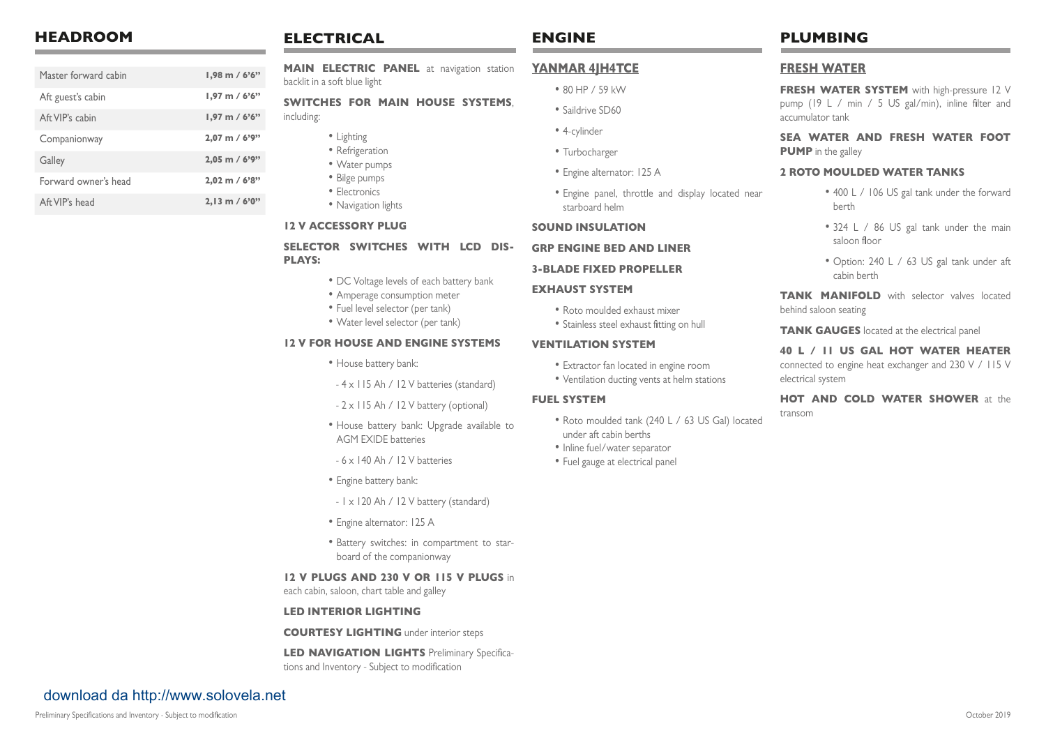## HEADROOM

| | |
|---|---|
| Master forward cabin | 1,98 m / 6'6" |
| Aft guest's cabin | 1,97 m / 6'6" |
| Aft VIP's cabin | 1,97 m / 6'6" |
| Companionway | 2,07 m / 6'9" |
| Galley | 2,05 m / 6'9" |
| Forward owner's head | 2,02 m / 6'8" |
| Aft VIP's head | 2,13 m / 6'0" |

## ELECTRICAL

**MAIN ELECTRIC PANEL** at navigation station backlit in a soft blue light

**SWITCHES FOR MAIN HOUSE SYSTEMS**, including:

- Lighting
- Refrigeration
- Water pumps
- Bilge pumps
- Electronics
- Navigation lights

**12 V ACCESSORY PLUG**

**SELECTOR SWITCHES WITH LCD DISPLAYS:**

- DC Voltage levels of each battery bank
- Amperage consumption meter
- Fuel level selector (per tank)
- Water level selector (per tank)

**12 V FOR HOUSE AND ENGINE SYSTEMS**

- House battery bank:
  - 4 x 115 Ah / 12 V batteries (standard)
  - 2 x 115 Ah / 12 V battery (optional)
- House battery bank: Upgrade available to AGM EXIDE batteries
  - 6 x 140 Ah / 12 V batteries
- Engine battery bank:
  - 1 x 120 Ah / 12 V battery (standard)
- Engine alternator: 125 A
- Battery switches: in compartment to starboard of the companionway

**12 V PLUGS AND 230 V OR 115 V PLUGS** in each cabin, saloon, chart table and galley

**LED INTERIOR LIGHTING**

**COURTESY LIGHTING** under interior steps

**LED NAVIGATION LIGHTS** Preliminary Specifications and Inventory - Subject to modification

## ENGINE

### YANMAR 4JH4TCE

- 80 HP / 59 kW
- Saildrive SD60
- 4-cylinder
- Turbocharger
- Engine alternator: 125 A
- Engine panel, throttle and display located near starboard helm

**SOUND INSULATION**

**GRP ENGINE BED AND LINER**

**3-BLADE FIXED PROPELLER**

**EXHAUST SYSTEM**

- Roto moulded exhaust mixer
- Stainless steel exhaust fitting on hull

**VENTILATION SYSTEM**

- Extractor fan located in engine room
- Ventilation ducting vents at helm stations

**FUEL SYSTEM**

- Roto moulded tank (240 L / 63 US Gal) located under aft cabin berths
- Inline fuel/water separator
- Fuel gauge at electrical panel

## PLUMBING

### FRESH WATER

**FRESH WATER SYSTEM** with high-pressure 12 V pump (19 L / min / 5 US gal/min), inline filter and accumulator tank

**SEA WATER AND FRESH WATER FOOT PUMP** in the galley

**2 ROTO MOULDED WATER TANKS**

- 400 L / 106 US gal tank under the forward berth
- 324 L / 86 US gal tank under the main saloon floor
- Option: 240 L / 63 US gal tank under aft cabin berth

**TANK MANIFOLD** with selector valves located behind saloon seating

**TANK GAUGES** located at the electrical panel

**40 L / 11 US GAL HOT WATER HEATER** connected to engine heat exchanger and 230 V / 115 V electrical system

**HOT AND COLD WATER SHOWER** at the transom

download da http://www.solovela.net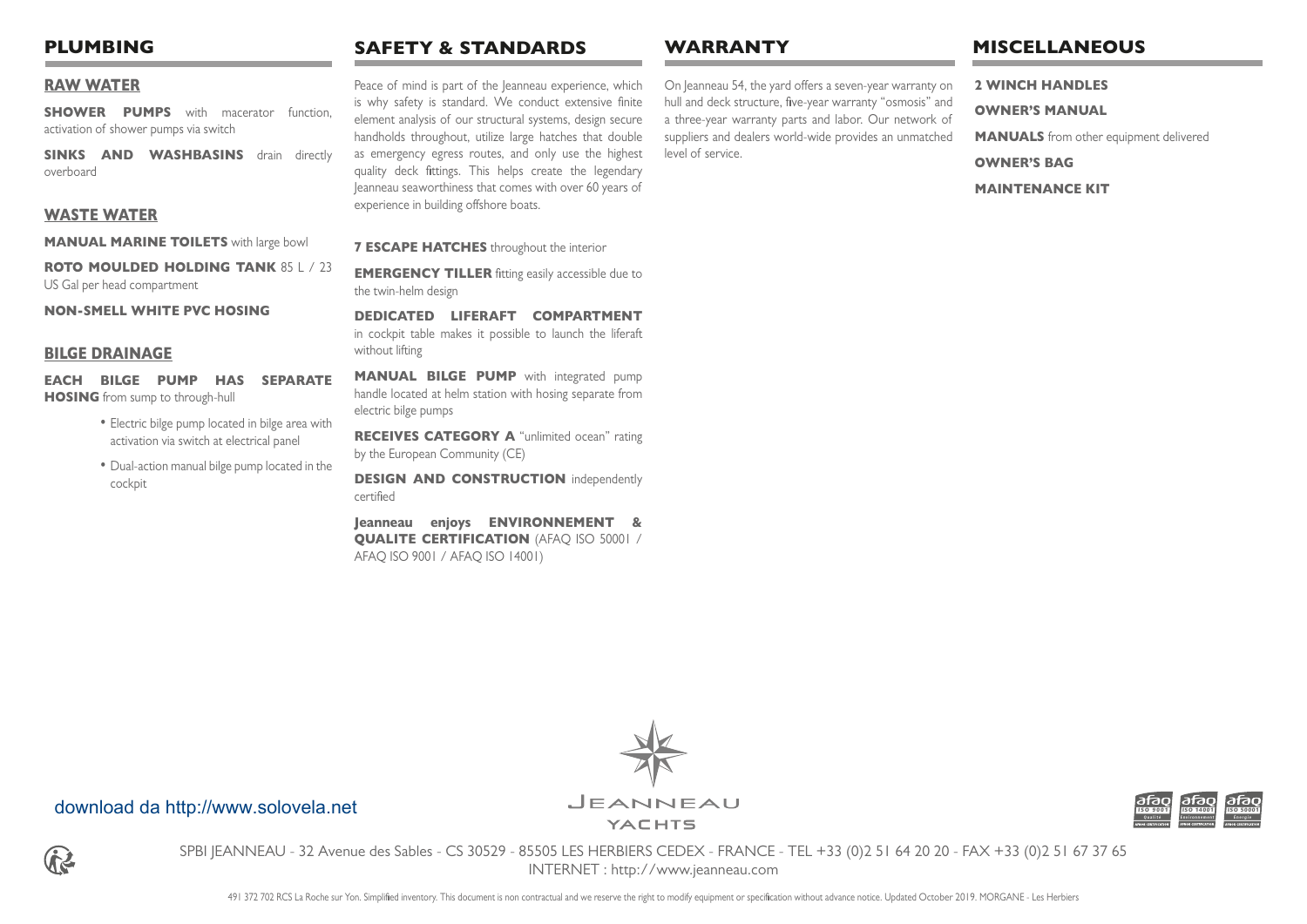## PLUMBING

### RAW WATER

**SHOWER PUMPS** with macerator function, activation of shower pumps via switch

**SINKS AND WASHBASINS** drain directly overboard

### WASTE WATER

**MANUAL MARINE TOILETS** with large bowl

**ROTO MOULDED HOLDING TANK** 85 L / 23 US Gal per head compartment

**NON-SMELL WHITE PVC HOSING**

### BILGE DRAINAGE

**EACH BILGE PUMP HAS SEPARATE HOSING** from sump to through-hull

- Electric bilge pump located in bilge area with activation via switch at electrical panel
- Dual-action manual bilge pump located in the cockpit

## SAFETY & STANDARDS

Peace of mind is part of the Jeanneau experience, which is why safety is standard. We conduct extensive finite element analysis of our structural systems, design secure handholds throughout, utilize large hatches that double as emergency egress routes, and only use the highest quality deck fittings. This helps create the legendary Jeanneau seaworthiness that comes with over 60 years of experience in building offshore boats.

**7 ESCAPE HATCHES** throughout the interior

**EMERGENCY TILLER** fitting easily accessible due to the twin-helm design

**DEDICATED LIFERAFT COMPARTMENT** in cockpit table makes it possible to launch the liferaft without lifting

**MANUAL BILGE PUMP** with integrated pump handle located at helm station with hosing separate from electric bilge pumps

**RECEIVES CATEGORY A** "unlimited ocean" rating by the European Community (CE)

**DESIGN AND CONSTRUCTION** independently certified

**Jeanneau enjoys ENVIRONNEMENT & QUALITE CERTIFICATION** (AFAQ ISO 50001 / AFAQ ISO 9001 / AFAQ ISO 14001)

## WARRANTY

On Jeanneau 54, the yard offers a seven-year warranty on hull and deck structure, five-year warranty "osmosis" and a three-year warranty parts and labor. Our network of suppliers and dealers world-wide provides an unmatched level of service.

## MISCELLANEOUS

**2 WINCH HANDLES**

**OWNER'S MANUAL**

**MANUALS** from other equipment delivered

**OWNER'S BAG**

**MAINTENANCE KIT**

download da http://www.solovela.net

JEANNEAU YACHTS

SPBI JEANNEAU - 32 Avenue des Sables - CS 30529 - 85505 LES HERBIERS CEDEX - FRANCE - TEL +33 (0)2 51 64 20 20 - FAX +33 (0)2 51 67 37 65
INTERNET : http://www.jeanneau.com

491 372 702 RCS La Roche sur Yon. Simplified inventory. This document is non contractual and we reserve the right to modify equipment or specification without advance notice. Updated October 2019. MORGANE - Les Herbiers